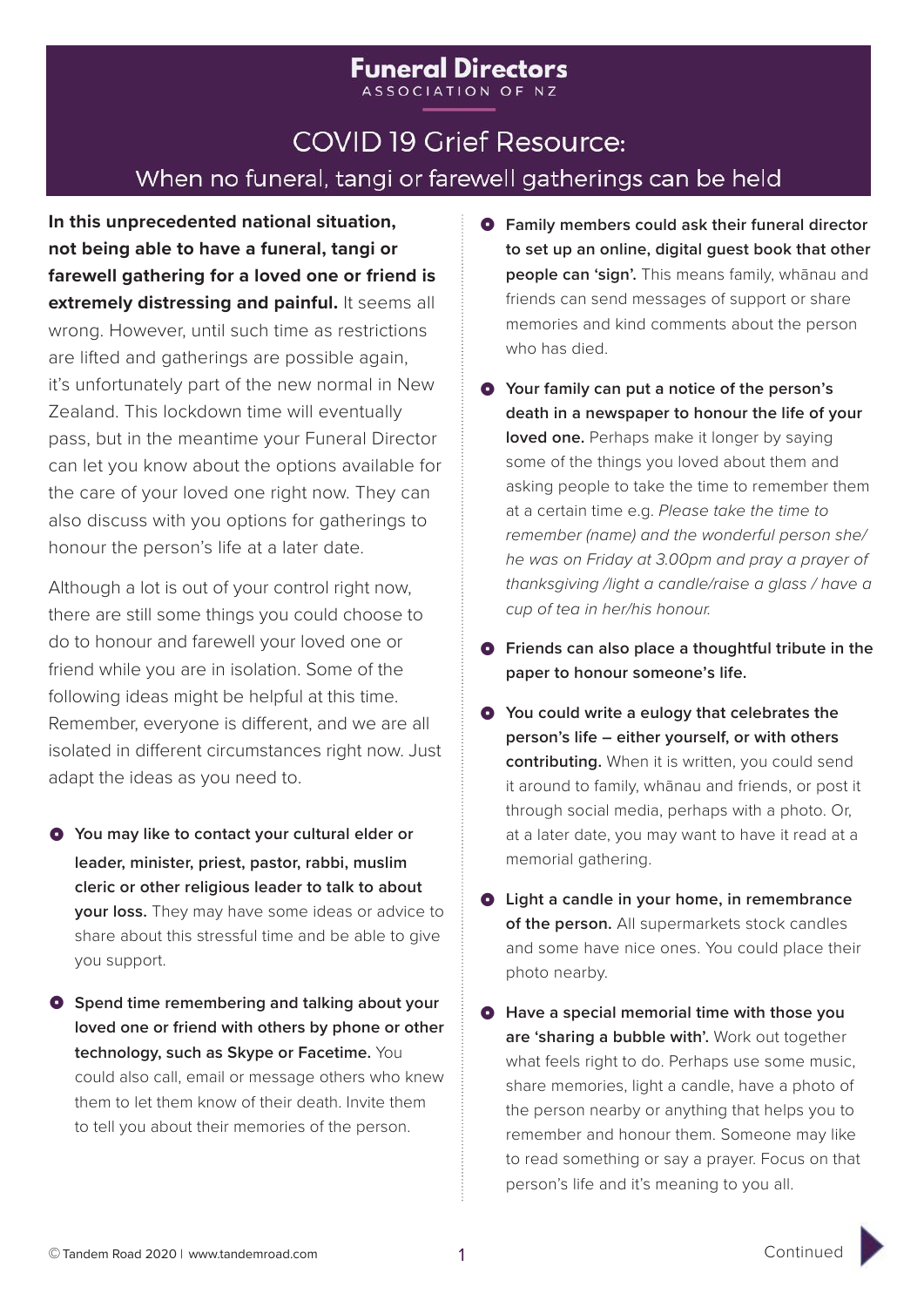# Funeral Directors

ASSOCIATION OF NZ

## COVID 19 Grief Resource:

### When no funeral, tangi or farewell gatherings can be held

**In this unprecedented national situation, not being able to have a funeral, tangi or farewell gathering for a loved one or friend is extremely distressing and painful.** It seems all wrong. However, until such time as restrictions are lifted and gatherings are possible again, it's unfortunately part of the new normal in New Zealand. This lockdown time will eventually pass, but in the meantime your Funeral Director can let you know about the options available for the care of your loved one right now. They can also discuss with you options for gatherings to honour the person's life at a later date.

Although a lot is out of your control right now, there are still some things you could choose to do to honour and farewell your loved one or friend while you are in isolation. Some of the following ideas might be helpful at this time. Remember, everyone is different, and we are all isolated in different circumstances right now. Just adapt the ideas as you need to.

- **You may like to contact your cultural elder or leader, minister, priest, pastor, rabbi, muslim cleric or other religious leader to talk to about your loss.** They may have some ideas or advice to share about this stressful time and be able to give you support.
- **Spend time remembering and talking about your loved one or friend with others by phone or other technology, such as Skype or Facetime.** You could also call, email or message others who knew them to let them know of their death. Invite them to tell you about their memories of the person.
- **Family members could ask their funeral director to set up an online, digital guest book that other people can 'sign'.** This means family, whānau and friends can send messages of support or share memories and kind comments about the person who has died.
- **Your family can put a notice of the person's death in a newspaper to honour the life of your loved one.** Perhaps make it longer by saying some of the things you loved about them and asking people to take the time to remember them at a certain time e.g. *Please take the time to remember (name) and the wonderful person she/he was on Friday at 3.00pm and pray a prayer of thanksgiving /light a candle/raise a glass / have a cup of tea in her/his honour.*
- **Friends can also place a thoughtful tribute in the paper to honour someone's life.**
- **You could write a eulogy that celebrates the person's life – either yourself, or with others contributing.** When it is written, you could send it around to family, whānau and friends, or post it through social media, perhaps with a photo. Or, at a later date, you may want to have it read at a memorial gathering.
- **Light a candle in your home, in remembrance of the person.** All supermarkets stock candles and some have nice ones. You could place their photo nearby.
- **Have a special memorial time with those you are 'sharing a bubble with'.** Work out together what feels right to do. Perhaps use some music, share memories, light a candle, have a photo of the person nearby or anything that helps you to remember and honour them. Someone may like to read something or say a prayer. Focus on that person's life and it's meaning to you all.

© Tandem Road 2020 | www.tandemroad.com

Continued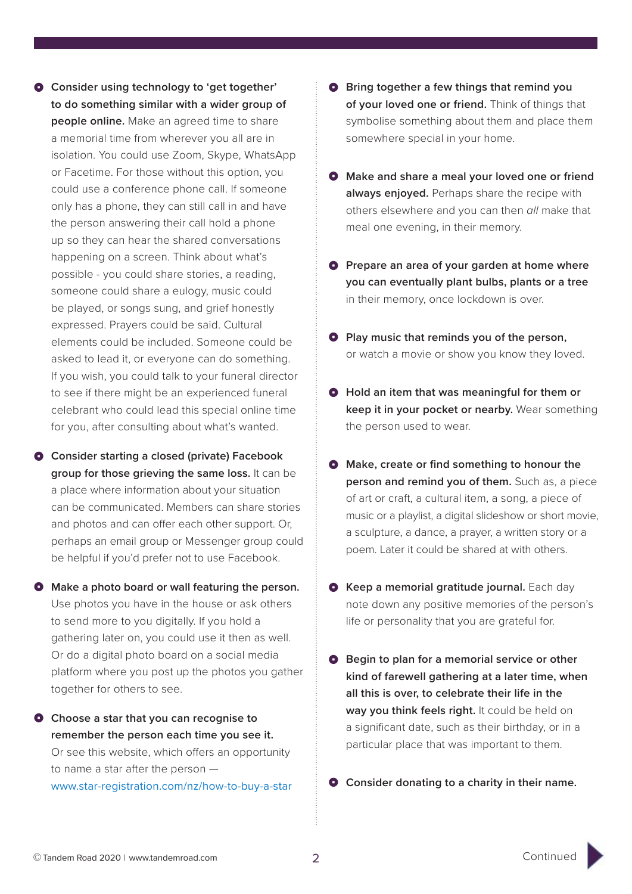- **Consider using technology to 'get together' to do something similar with a wider group of people online.** Make an agreed time to share a memorial time from wherever you all are in isolation. You could use Zoom, Skype, WhatsApp or Facetime. For those without this option, you could use a conference phone call. If someone only has a phone, they can still call in and have the person answering their call hold a phone up so they can hear the shared conversations happening on a screen. Think about what's possible - you could share stories, a reading, someone could share a eulogy, music could be played, or songs sung, and grief honestly expressed. Prayers could be said. Cultural elements could be included. Someone could be asked to lead it, or everyone can do something. If you wish, you could talk to your funeral director to see if there might be an experienced funeral celebrant who could lead this special online time for you, after consulting about what's wanted.

- **Consider starting a closed (private) Facebook group for those grieving the same loss.** It can be a place where information about your situation can be communicated. Members can share stories and photos and can offer each other support. Or, perhaps an email group or Messenger group could be helpful if you'd prefer not to use Facebook.

- **Make a photo board or wall featuring the person.** Use photos you have in the house or ask others to send more to you digitally. If you hold a gathering later on, you could use it then as well. Or do a digital photo board on a social media platform where you post up the photos you gather together for others to see.

- **Choose a star that you can recognise to remember the person each time you see it.** Or see this website, which offers an opportunity to name a star after the person — www.star-registration.com/nz/how-to-buy-a-star

- **Bring together a few things that remind you of your loved one or friend.** Think of things that symbolise something about them and place them somewhere special in your home.

- **Make and share a meal your loved one or friend always enjoyed.** Perhaps share the recipe with others elsewhere and you can then *all* make that meal one evening, in their memory.

- **Prepare an area of your garden at home where you can eventually plant bulbs, plants or a tree** in their memory, once lockdown is over.

- **Play music that reminds you of the person,** or watch a movie or show you know they loved.

- **Hold an item that was meaningful for them or keep it in your pocket or nearby.** Wear something the person used to wear.

- **Make, create or find something to honour the person and remind you of them.** Such as, a piece of art or craft, a cultural item, a song, a piece of music or a playlist, a digital slideshow or short movie, a sculpture, a dance, a prayer, a written story or a poem. Later it could be shared at with others.

- **Keep a memorial gratitude journal.** Each day note down any positive memories of the person's life or personality that you are grateful for.

- **Begin to plan for a memorial service or other kind of farewell gathering at a later time, when all this is over, to celebrate their life in the way you think feels right.** It could be held on a significant date, such as their birthday, or in a particular place that was important to them.

- **Consider donating to a charity in their name.**

Continued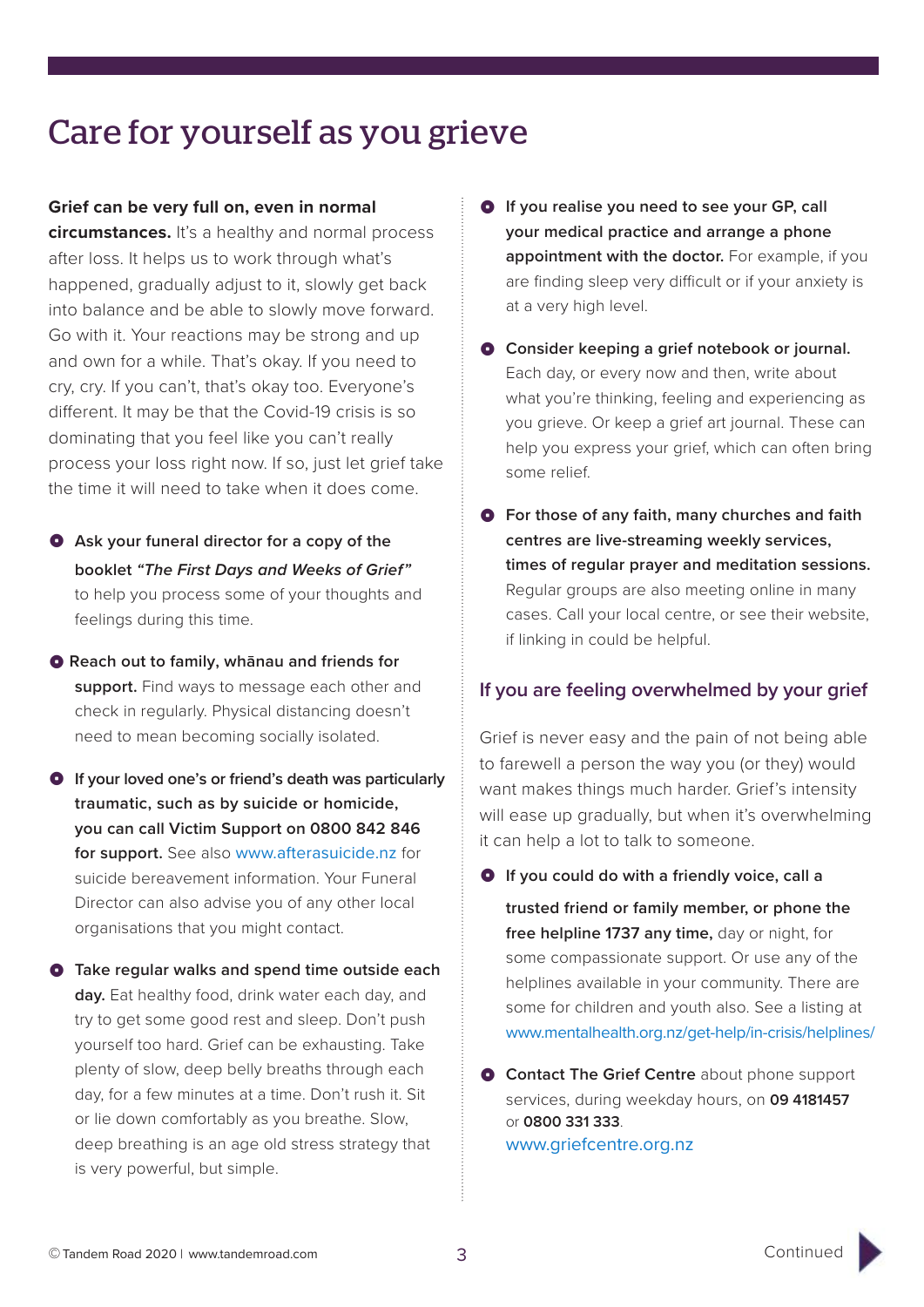# Care for yourself as you grieve

**Grief can be very full on, even in normal circumstances.** It's a healthy and normal process after loss. It helps us to work through what's happened, gradually adjust to it, slowly get back into balance and be able to slowly move forward. Go with it. Your reactions may be strong and up and own for a while. That's okay. If you need to cry, cry. If you can't, that's okay too. Everyone's different. It may be that the Covid-19 crisis is so dominating that you feel like you can't really process your loss right now. If so, just let grief take the time it will need to take when it does come.

- **Ask your funeral director for a copy of the booklet *"The First Days and Weeks of Grief"*** to help you process some of your thoughts and feelings during this time.
- **Reach out to family, whānau and friends for support.** Find ways to message each other and check in regularly. Physical distancing doesn't need to mean becoming socially isolated.
- **If your loved one's or friend's death was particularly traumatic, such as by suicide or homicide, you can call Victim Support on 0800 842 846 for support.** See also www.afterasuicide.nz for suicide bereavement information. Your Funeral Director can also advise you of any other local organisations that you might contact.
- **Take regular walks and spend time outside each day.** Eat healthy food, drink water each day, and try to get some good rest and sleep. Don't push yourself too hard. Grief can be exhausting. Take plenty of slow, deep belly breaths through each day, for a few minutes at a time. Don't rush it. Sit or lie down comfortably as you breathe. Slow, deep breathing is an age old stress strategy that is very powerful, but simple.
- **If you realise you need to see your GP, call your medical practice and arrange a phone appointment with the doctor.** For example, if you are finding sleep very difficult or if your anxiety is at a very high level.
- **Consider keeping a grief notebook or journal.** Each day, or every now and then, write about what you're thinking, feeling and experiencing as you grieve. Or keep a grief art journal. These can help you express your grief, which can often bring some relief.
- **For those of any faith, many churches and faith centres are live-streaming weekly services, times of regular prayer and meditation sessions.** Regular groups are also meeting online in many cases. Call your local centre, or see their website, if linking in could be helpful.

## If you are feeling overwhelmed by your grief

Grief is never easy and the pain of not being able to farewell a person the way you (or they) would want makes things much harder. Grief's intensity will ease up gradually, but when it's overwhelming it can help a lot to talk to someone.

- **If you could do with a friendly voice, call a trusted friend or family member, or phone the free helpline 1737 any time,** day or night, for some compassionate support. Or use any of the helplines available in your community. There are some for children and youth also. See a listing at www.mentalhealth.org.nz/get-help/in-crisis/helplines/
- **Contact The Grief Centre** about phone support services, during weekday hours, on **09 4181457** or **0800 331 333**.
  www.griefcentre.org.nz

Continued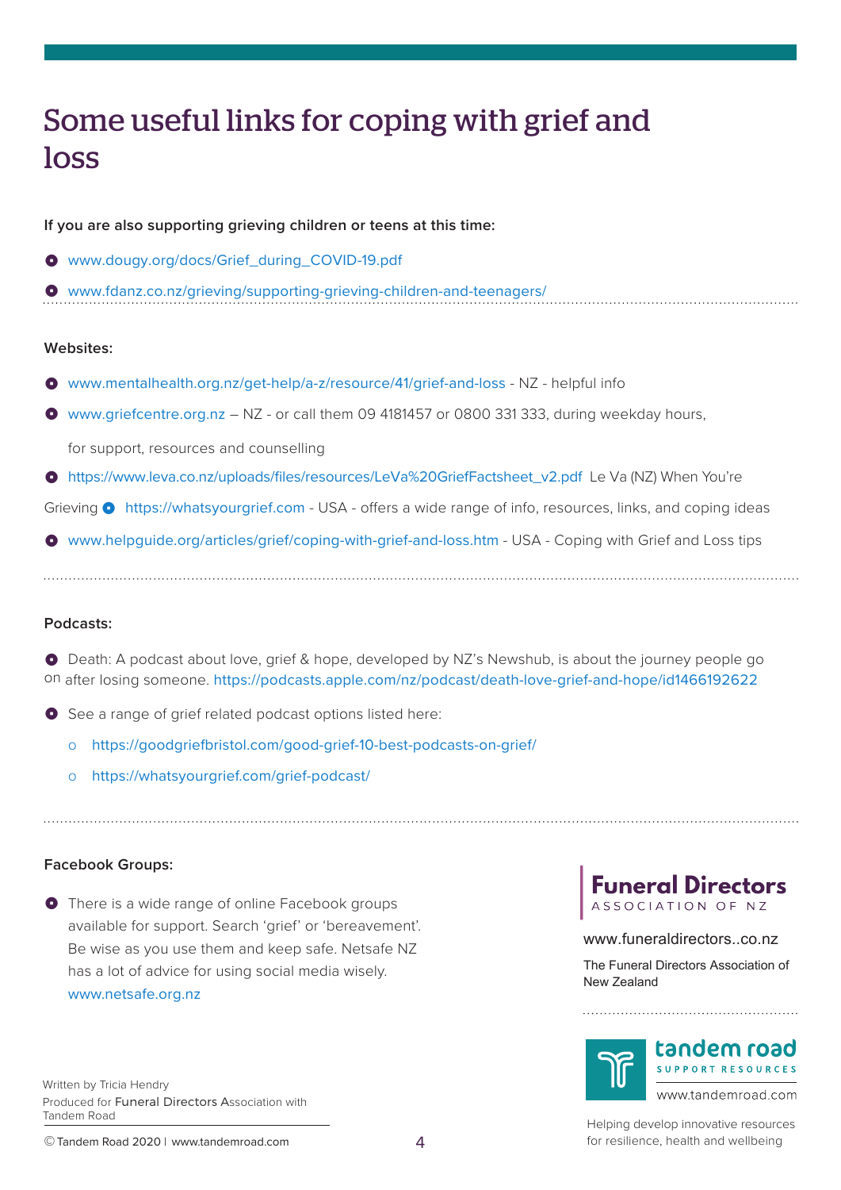# Some useful links for coping with grief and loss

**If you are also supporting grieving children or teens at this time:**

- www.dougy.org/docs/Grief_during_COVID-19.pdf
- www.fdanz.co.nz/grieving/supporting-grieving-children-and-teenagers/

**Websites:**

- www.mentalhealth.org.nz/get-help/a-z/resource/41/grief-and-loss - NZ - helpful info
- www.griefcentre.org.nz – NZ - or call them 09 4181457 or 0800 331 333, during weekday hours, for support, resources and counselling
- https://www.leva.co.nz/uploads/files/resources/LeVa%20GriefFactsheet_v2.pdf Le Va (NZ) When You're Grieving
- https://whatsyourgrief.com - USA - offers a wide range of info, resources, links, and coping ideas
- www.helpguide.org/articles/grief/coping-with-grief-and-loss.htm - USA - Coping with Grief and Loss tips

**Podcasts:**

- Death: A podcast about love, grief & hope, developed by NZ's Newshub, is about the journey people go on after losing someone. https://podcasts.apple.com/nz/podcast/death-love-grief-and-hope/id1466192622
- See a range of grief related podcast options listed here:
  - https://goodgriefbristol.com/good-grief-10-best-podcasts-on-grief/
  - https://whatsyourgrief.com/grief-podcast/

**Facebook Groups:**

- There is a wide range of online Facebook groups available for support. Search 'grief' or 'bereavement'. Be wise as you use them and keep safe. Netsafe NZ has a lot of advice for using social media wisely. www.netsafe.org.nz

**Funeral Directors** ASSOCIATION OF NZ

www.funeraldirectors..co.nz

The Funeral Directors Association of New Zealand

tandem road SUPPORT RESOURCES

www.tandemroad.com

Helping develop innovative resources for resilience, health and wellbeing

Written by Tricia Hendry
Produced for Funeral Directors Association with Tandem Road

© Tandem Road 2020 | www.tandemroad.com